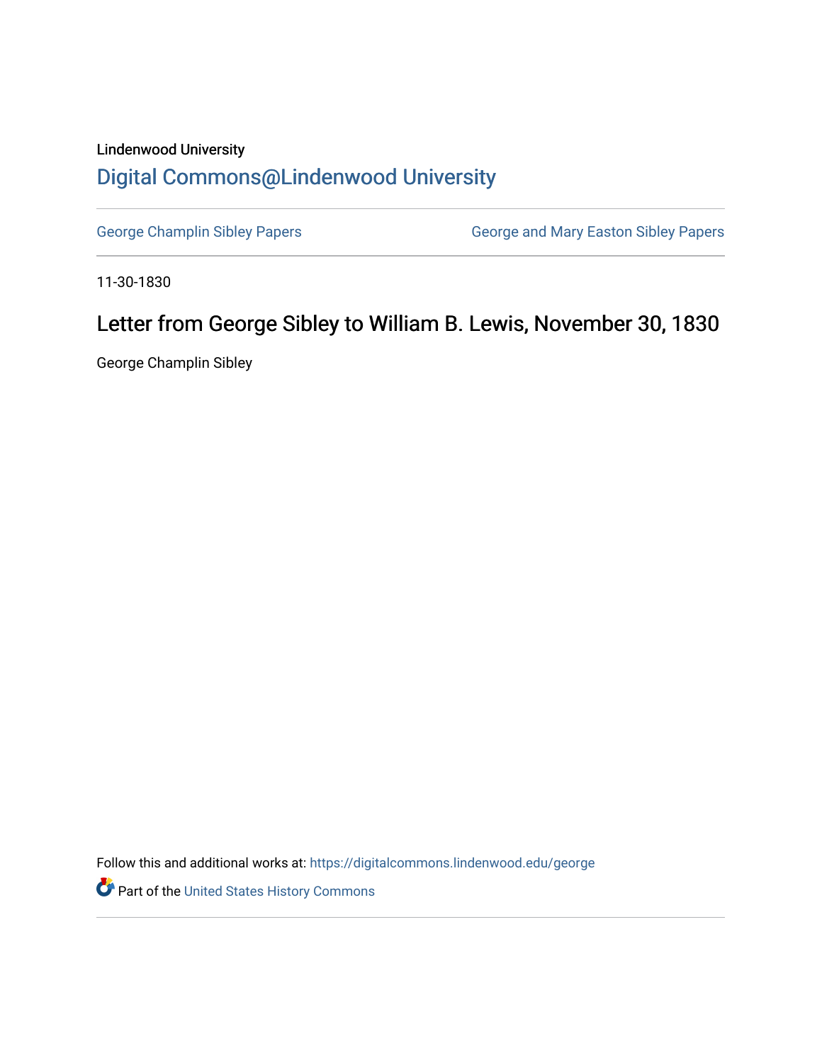Lindenwood University

# Digital Commons@Lindenwood University

George Champlin Sibley Papers

George and Mary Easton Sibley Papers

11-30-1830

## Letter from George Sibley to William B. Lewis, November 30, 1830

George Champlin Sibley

Follow this and additional works at: https://digitalcommons.lindenwood.edu/george

Part of the United States History Commons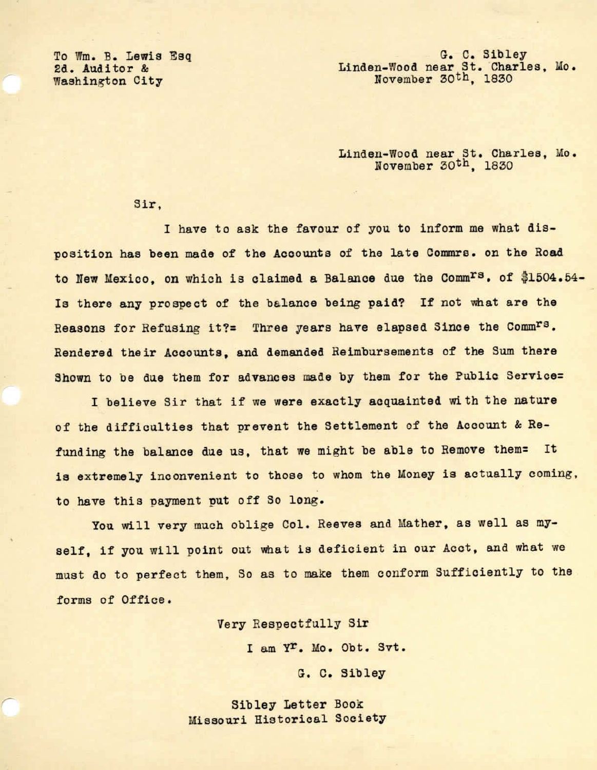To Wm. B. Lewis Esq
2d. Auditor &
Washington City

G. C. Sibley
Linden-Wood near St. Charles, Mo.
November 30th, 1830

Linden-Wood near St. Charles, Mo.
November 30th, 1830

Sir,

I have to ask the favour of you to inform me what disposition has been made of the Accounts of the late Commrs. on the Road to New Mexico, on which is claimed a Balance due the Commrs. of $1504.54- Is there any prospect of the balance being paid? If not what are the Reasons for Refusing it?= Three years have elapsed Since the Commrs. Rendered their Accounts, and demanded Reimbursements of the Sum there Shown to be due them for advances made by them for the Public Service=

I believe Sir that if we were exactly acquainted with the nature of the difficulties that prevent the Settlement of the Account & Refunding the balance due us, that we might be able to Remove them= It is extremely inconvenient to those to whom the Money is actually coming, to have this payment put off So long.

You will very much oblige Col. Reeves and Mather, as well as myself, if you will point out what is deficient in our Acct, and what we must do to perfect them, So as to make them conform Sufficiently to the forms of Office.

Very Respectfully Sir

I am Yr. Mo. Obt. Svt.

G. C. Sibley

Sibley Letter Book
Missouri Historical Society